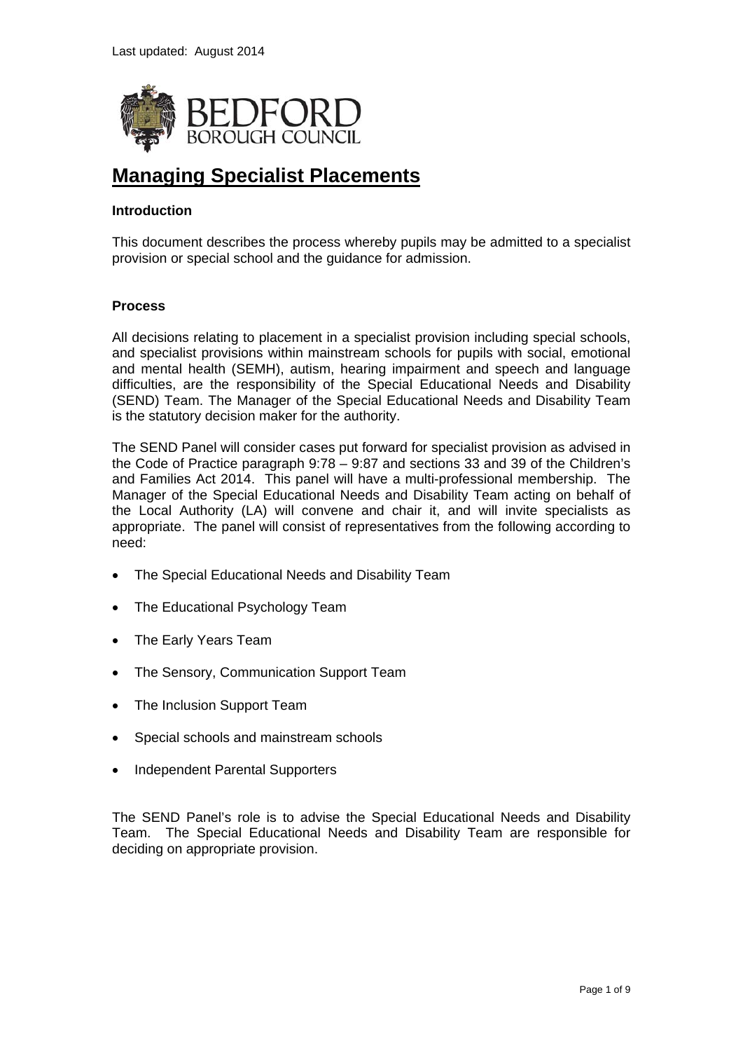Last updated: August 2014

BEDFORD
BOROUGH COUNCIL

# Managing Specialist Placements

### Introduction

This document describes the process whereby pupils may be admitted to a specialist provision or special school and the guidance for admission.

### Process

All decisions relating to placement in a specialist provision including special schools, and specialist provisions within mainstream schools for pupils with social, emotional and mental health (SEMH), autism, hearing impairment and speech and language difficulties, are the responsibility of the Special Educational Needs and Disability (SEND) Team. The Manager of the Special Educational Needs and Disability Team is the statutory decision maker for the authority.

The SEND Panel will consider cases put forward for specialist provision as advised in the Code of Practice paragraph 9:78 – 9:87 and sections 33 and 39 of the Children's and Families Act 2014. This panel will have a multi-professional membership. The Manager of the Special Educational Needs and Disability Team acting on behalf of the Local Authority (LA) will convene and chair it, and will invite specialists as appropriate. The panel will consist of representatives from the following according to need:

- The Special Educational Needs and Disability Team
- The Educational Psychology Team
- The Early Years Team
- The Sensory, Communication Support Team
- The Inclusion Support Team
- Special schools and mainstream schools
- Independent Parental Supporters

The SEND Panel's role is to advise the Special Educational Needs and Disability Team. The Special Educational Needs and Disability Team are responsible for deciding on appropriate provision.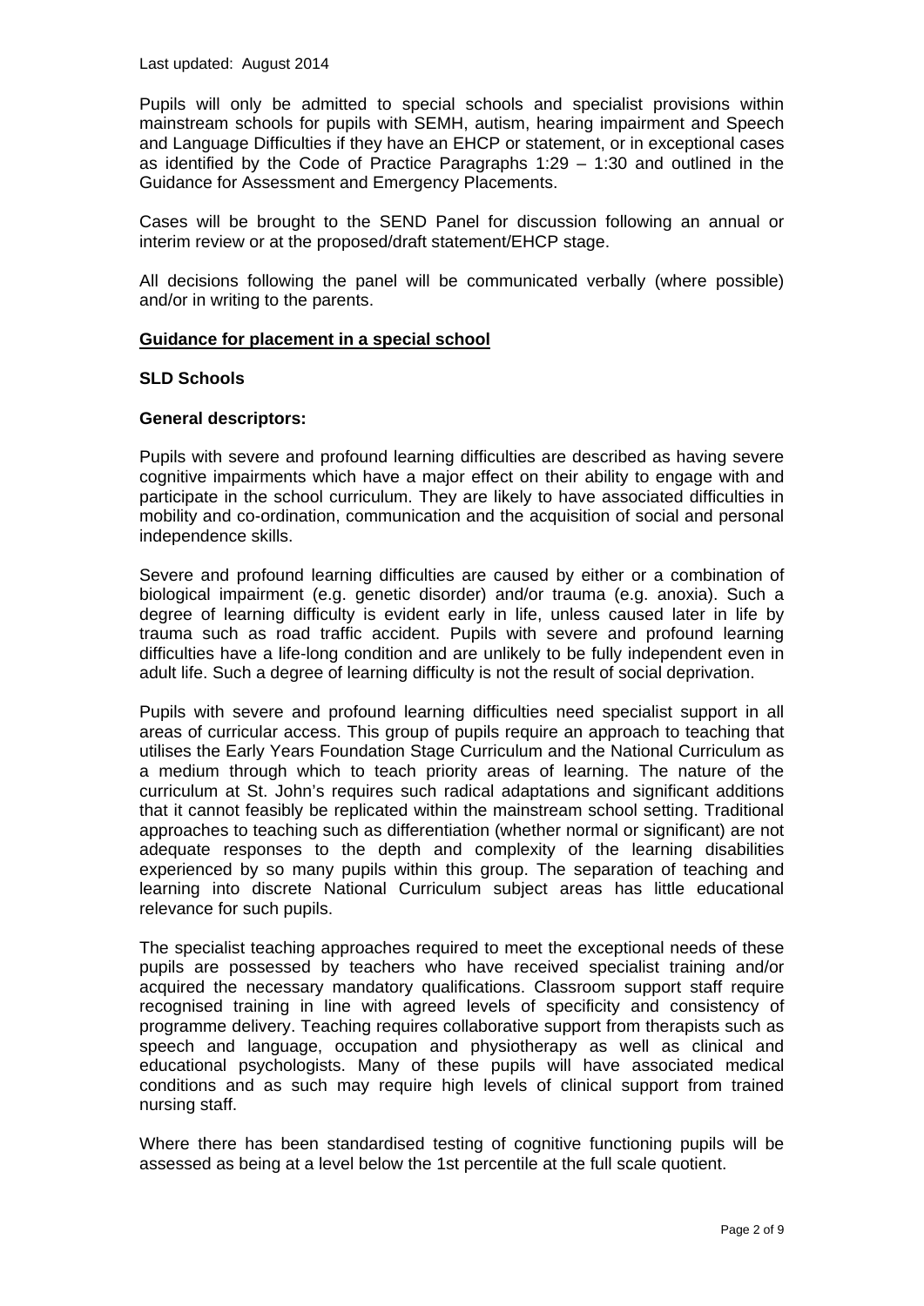Last updated: August 2014

Pupils will only be admitted to special schools and specialist provisions within mainstream schools for pupils with SEMH, autism, hearing impairment and Speech and Language Difficulties if they have an EHCP or statement, or in exceptional cases as identified by the Code of Practice Paragraphs 1:29 – 1:30 and outlined in the Guidance for Assessment and Emergency Placements.

Cases will be brought to the SEND Panel for discussion following an annual or interim review or at the proposed/draft statement/EHCP stage.

All decisions following the panel will be communicated verbally (where possible) and/or in writing to the parents.

## Guidance for placement in a special school

### SLD Schools

**General descriptors:**

Pupils with severe and profound learning difficulties are described as having severe cognitive impairments which have a major effect on their ability to engage with and participate in the school curriculum. They are likely to have associated difficulties in mobility and co-ordination, communication and the acquisition of social and personal independence skills.

Severe and profound learning difficulties are caused by either or a combination of biological impairment (e.g. genetic disorder) and/or trauma (e.g. anoxia). Such a degree of learning difficulty is evident early in life, unless caused later in life by trauma such as road traffic accident. Pupils with severe and profound learning difficulties have a life-long condition and are unlikely to be fully independent even in adult life. Such a degree of learning difficulty is not the result of social deprivation.

Pupils with severe and profound learning difficulties need specialist support in all areas of curricular access. This group of pupils require an approach to teaching that utilises the Early Years Foundation Stage Curriculum and the National Curriculum as a medium through which to teach priority areas of learning. The nature of the curriculum at St. John's requires such radical adaptations and significant additions that it cannot feasibly be replicated within the mainstream school setting. Traditional approaches to teaching such as differentiation (whether normal or significant) are not adequate responses to the depth and complexity of the learning disabilities experienced by so many pupils within this group. The separation of teaching and learning into discrete National Curriculum subject areas has little educational relevance for such pupils.

The specialist teaching approaches required to meet the exceptional needs of these pupils are possessed by teachers who have received specialist training and/or acquired the necessary mandatory qualifications. Classroom support staff require recognised training in line with agreed levels of specificity and consistency of programme delivery. Teaching requires collaborative support from therapists such as speech and language, occupation and physiotherapy as well as clinical and educational psychologists. Many of these pupils will have associated medical conditions and as such may require high levels of clinical support from trained nursing staff.

Where there has been standardised testing of cognitive functioning pupils will be assessed as being at a level below the 1st percentile at the full scale quotient.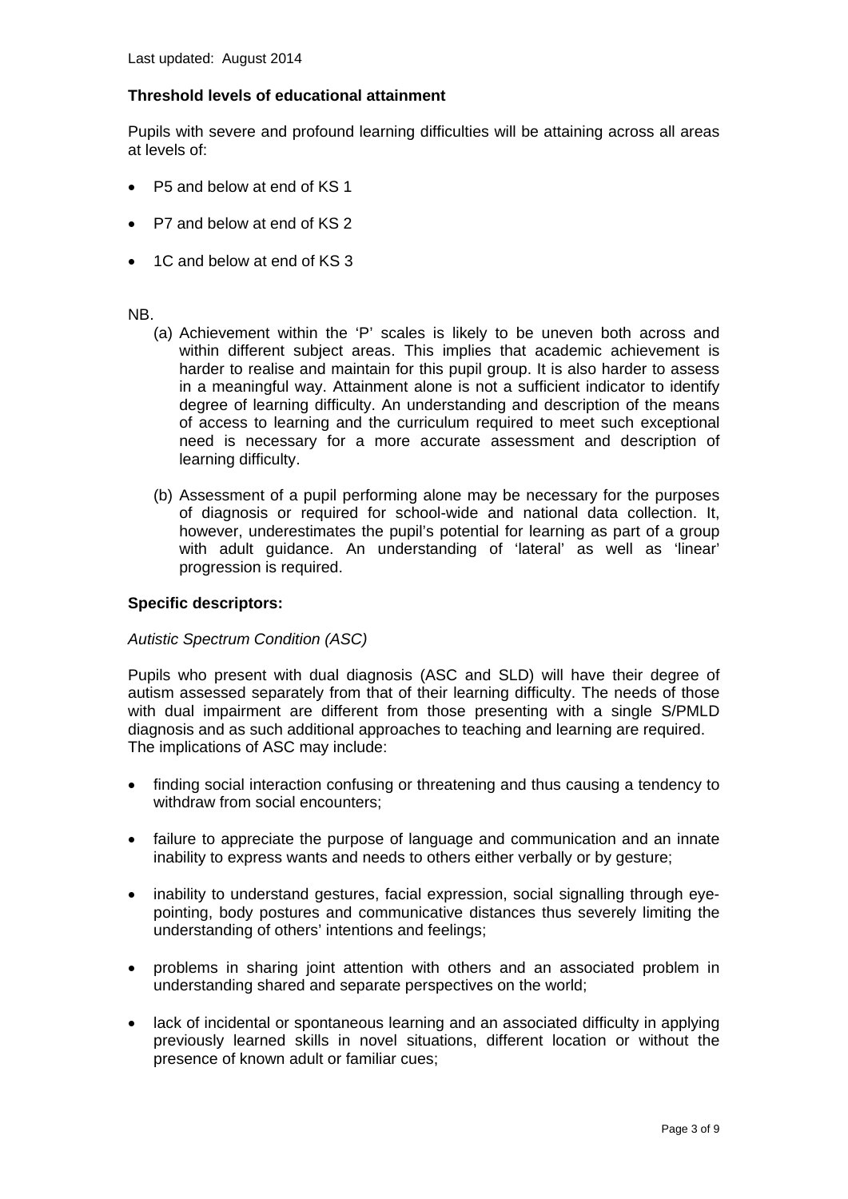Last updated: August 2014

**Threshold levels of educational attainment**

Pupils with severe and profound learning difficulties will be attaining across all areas at levels of:

- P5 and below at end of KS 1
- P7 and below at end of KS 2
- 1C and below at end of KS 3

NB.

(a) Achievement within the 'P' scales is likely to be uneven both across and within different subject areas. This implies that academic achievement is harder to realise and maintain for this pupil group. It is also harder to assess in a meaningful way. Attainment alone is not a sufficient indicator to identify degree of learning difficulty. An understanding and description of the means of access to learning and the curriculum required to meet such exceptional need is necessary for a more accurate assessment and description of learning difficulty.

(b) Assessment of a pupil performing alone may be necessary for the purposes of diagnosis or required for school-wide and national data collection. It, however, underestimates the pupil's potential for learning as part of a group with adult guidance. An understanding of 'lateral' as well as 'linear' progression is required.

**Specific descriptors:**

*Autistic Spectrum Condition (ASC)*

Pupils who present with dual diagnosis (ASC and SLD) will have their degree of autism assessed separately from that of their learning difficulty. The needs of those with dual impairment are different from those presenting with a single S/PMLD diagnosis and as such additional approaches to teaching and learning are required. The implications of ASC may include:

- finding social interaction confusing or threatening and thus causing a tendency to withdraw from social encounters;
- failure to appreciate the purpose of language and communication and an innate inability to express wants and needs to others either verbally or by gesture;
- inability to understand gestures, facial expression, social signalling through eye-pointing, body postures and communicative distances thus severely limiting the understanding of others' intentions and feelings;
- problems in sharing joint attention with others and an associated problem in understanding shared and separate perspectives on the world;
- lack of incidental or spontaneous learning and an associated difficulty in applying previously learned skills in novel situations, different location or without the presence of known adult or familiar cues;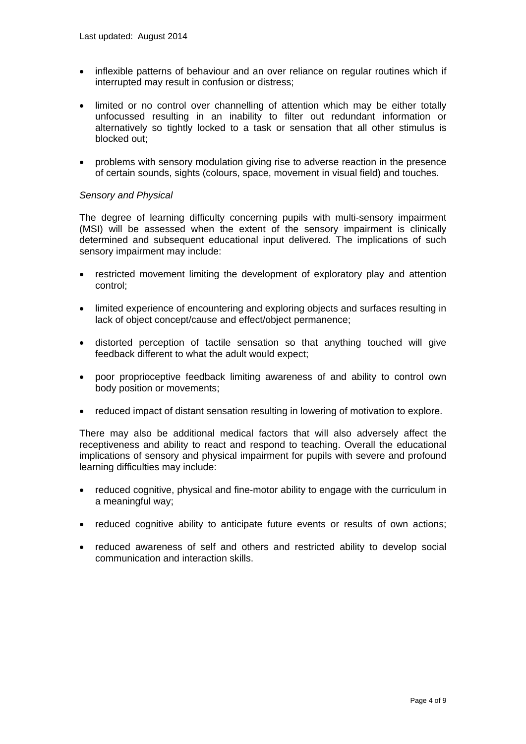- inflexible patterns of behaviour and an over reliance on regular routines which if interrupted may result in confusion or distress;

- limited or no control over channelling of attention which may be either totally unfocussed resulting in an inability to filter out redundant information or alternatively so tightly locked to a task or sensation that all other stimulus is blocked out;

- problems with sensory modulation giving rise to adverse reaction in the presence of certain sounds, sights (colours, space, movement in visual field) and touches.

*Sensory and Physical*

The degree of learning difficulty concerning pupils with multi-sensory impairment (MSI) will be assessed when the extent of the sensory impairment is clinically determined and subsequent educational input delivered. The implications of such sensory impairment may include:

- restricted movement limiting the development of exploratory play and attention control;

- limited experience of encountering and exploring objects and surfaces resulting in lack of object concept/cause and effect/object permanence;

- distorted perception of tactile sensation so that anything touched will give feedback different to what the adult would expect;

- poor proprioceptive feedback limiting awareness of and ability to control own body position or movements;

- reduced impact of distant sensation resulting in lowering of motivation to explore.

There may also be additional medical factors that will also adversely affect the receptiveness and ability to react and respond to teaching. Overall the educational implications of sensory and physical impairment for pupils with severe and profound learning difficulties may include:

- reduced cognitive, physical and fine-motor ability to engage with the curriculum in a meaningful way;

- reduced cognitive ability to anticipate future events or results of own actions;

- reduced awareness of self and others and restricted ability to develop social communication and interaction skills.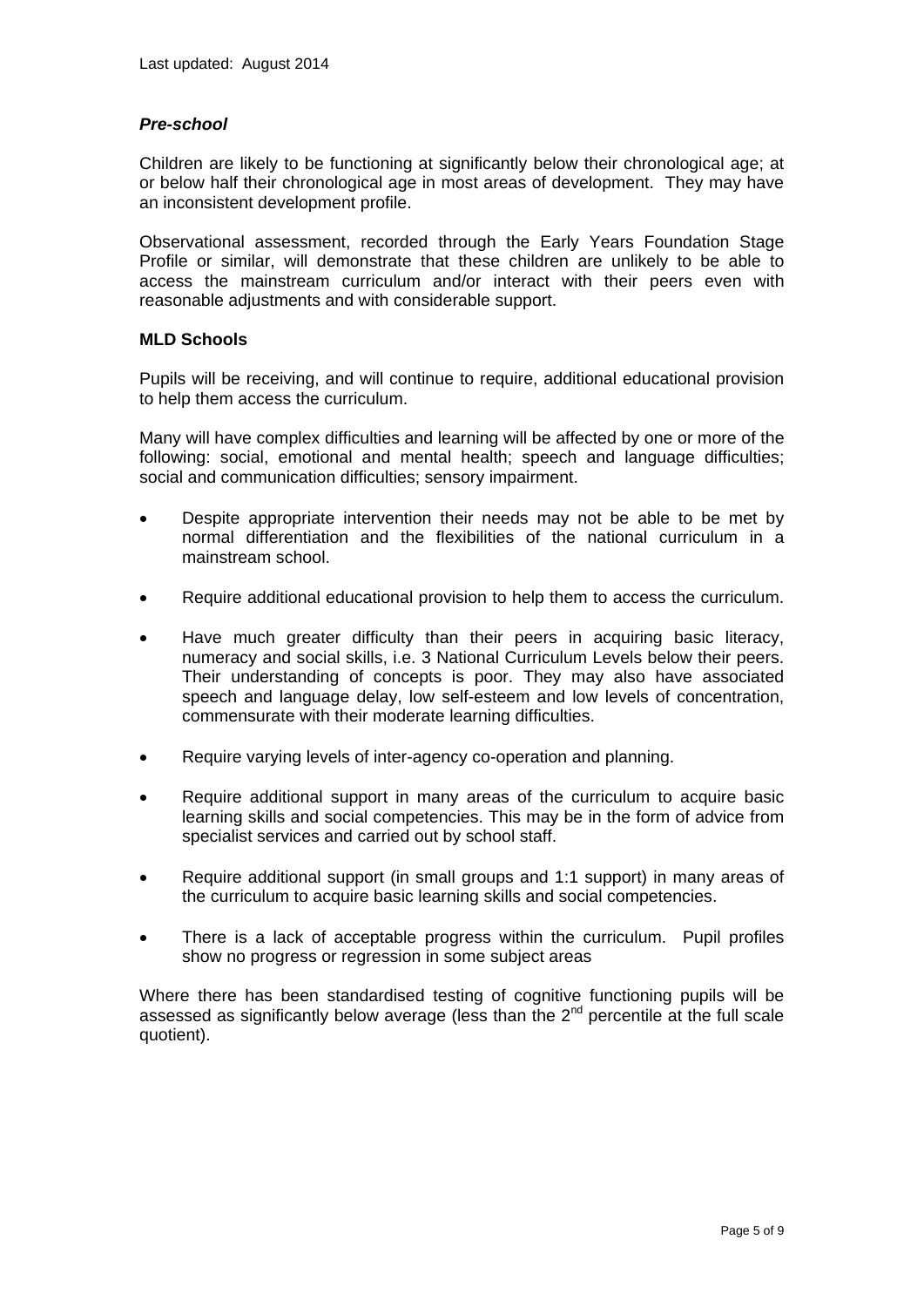***Pre-school***

Children are likely to be functioning at significantly below their chronological age; at or below half their chronological age in most areas of development. They may have an inconsistent development profile.

Observational assessment, recorded through the Early Years Foundation Stage Profile or similar, will demonstrate that these children are unlikely to be able to access the mainstream curriculum and/or interact with their peers even with reasonable adjustments and with considerable support.

**MLD Schools**

Pupils will be receiving, and will continue to require, additional educational provision to help them access the curriculum.

Many will have complex difficulties and learning will be affected by one or more of the following: social, emotional and mental health; speech and language difficulties; social and communication difficulties; sensory impairment.

- Despite appropriate intervention their needs may not be able to be met by normal differentiation and the flexibilities of the national curriculum in a mainstream school.
- Require additional educational provision to help them to access the curriculum.
- Have much greater difficulty than their peers in acquiring basic literacy, numeracy and social skills, i.e. 3 National Curriculum Levels below their peers. Their understanding of concepts is poor. They may also have associated speech and language delay, low self-esteem and low levels of concentration, commensurate with their moderate learning difficulties.
- Require varying levels of inter-agency co-operation and planning.
- Require additional support in many areas of the curriculum to acquire basic learning skills and social competencies. This may be in the form of advice from specialist services and carried out by school staff.
- Require additional support (in small groups and 1:1 support) in many areas of the curriculum to acquire basic learning skills and social competencies.
- There is a lack of acceptable progress within the curriculum. Pupil profiles show no progress or regression in some subject areas

Where there has been standardised testing of cognitive functioning pupils will be assessed as significantly below average (less than the 2nd percentile at the full scale quotient).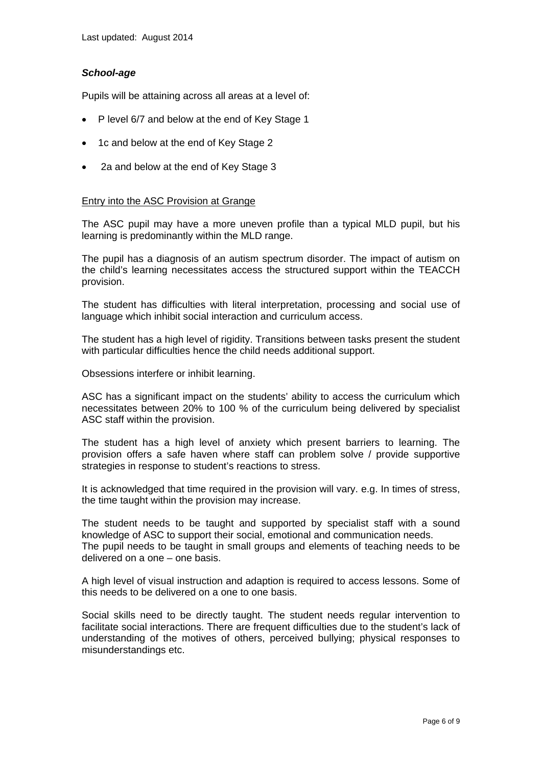### *School-age*

Pupils will be attaining across all areas at a level of:

- P level 6/7 and below at the end of Key Stage 1
- 1c and below at the end of Key Stage 2
- 2a and below at the end of Key Stage 3

<u>Entry into the ASC Provision at Grange</u>

The ASC pupil may have a more uneven profile than a typical MLD pupil, but his learning is predominantly within the MLD range.

The pupil has a diagnosis of an autism spectrum disorder. The impact of autism on the child's learning necessitates access the structured support within the TEACCH provision.

The student has difficulties with literal interpretation, processing and social use of language which inhibit social interaction and curriculum access.

The student has a high level of rigidity. Transitions between tasks present the student with particular difficulties hence the child needs additional support.

Obsessions interfere or inhibit learning.

ASC has a significant impact on the students' ability to access the curriculum which necessitates between 20% to 100 % of the curriculum being delivered by specialist ASC staff within the provision.

The student has a high level of anxiety which present barriers to learning. The provision offers a safe haven where staff can problem solve / provide supportive strategies in response to student's reactions to stress.

It is acknowledged that time required in the provision will vary. e.g. In times of stress, the time taught within the provision may increase.

The student needs to be taught and supported by specialist staff with a sound knowledge of ASC to support their social, emotional and communication needs.
The pupil needs to be taught in small groups and elements of teaching needs to be delivered on a one – one basis.

A high level of visual instruction and adaption is required to access lessons. Some of this needs to be delivered on a one to one basis.

Social skills need to be directly taught. The student needs regular intervention to facilitate social interactions. There are frequent difficulties due to the student's lack of understanding of the motives of others, perceived bullying; physical responses to misunderstandings etc.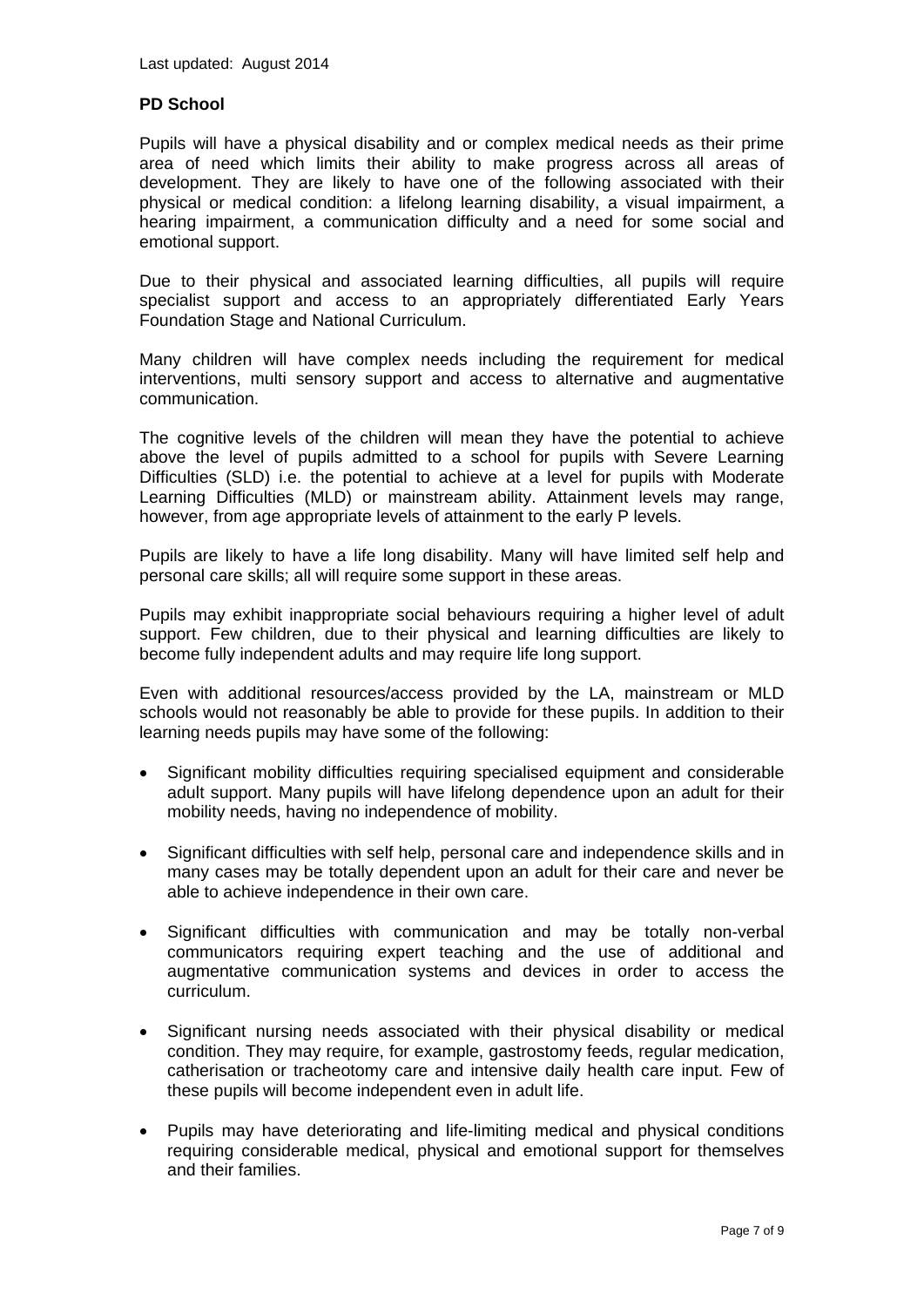## PD School

Pupils will have a physical disability and or complex medical needs as their prime area of need which limits their ability to make progress across all areas of development. They are likely to have one of the following associated with their physical or medical condition: a lifelong learning disability, a visual impairment, a hearing impairment, a communication difficulty and a need for some social and emotional support.

Due to their physical and associated learning difficulties, all pupils will require specialist support and access to an appropriately differentiated Early Years Foundation Stage and National Curriculum.

Many children will have complex needs including the requirement for medical interventions, multi sensory support and access to alternative and augmentative communication.

The cognitive levels of the children will mean they have the potential to achieve above the level of pupils admitted to a school for pupils with Severe Learning Difficulties (SLD) i.e. the potential to achieve at a level for pupils with Moderate Learning Difficulties (MLD) or mainstream ability. Attainment levels may range, however, from age appropriate levels of attainment to the early P levels.

Pupils are likely to have a life long disability. Many will have limited self help and personal care skills; all will require some support in these areas.

Pupils may exhibit inappropriate social behaviours requiring a higher level of adult support. Few children, due to their physical and learning difficulties are likely to become fully independent adults and may require life long support.

Even with additional resources/access provided by the LA, mainstream or MLD schools would not reasonably be able to provide for these pupils. In addition to their learning needs pupils may have some of the following:

- Significant mobility difficulties requiring specialised equipment and considerable adult support. Many pupils will have lifelong dependence upon an adult for their mobility needs, having no independence of mobility.
- Significant difficulties with self help, personal care and independence skills and in many cases may be totally dependent upon an adult for their care and never be able to achieve independence in their own care.
- Significant difficulties with communication and may be totally non-verbal communicators requiring expert teaching and the use of additional and augmentative communication systems and devices in order to access the curriculum.
- Significant nursing needs associated with their physical disability or medical condition. They may require, for example, gastrostomy feeds, regular medication, catherisation or tracheotomy care and intensive daily health care input. Few of these pupils will become independent even in adult life.
- Pupils may have deteriorating and life-limiting medical and physical conditions requiring considerable medical, physical and emotional support for themselves and their families.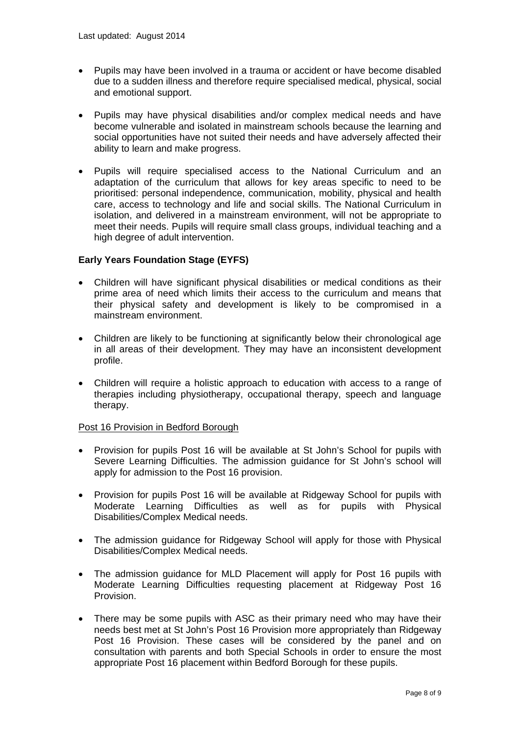- Pupils may have been involved in a trauma or accident or have become disabled due to a sudden illness and therefore require specialised medical, physical, social and emotional support.

- Pupils may have physical disabilities and/or complex medical needs and have become vulnerable and isolated in mainstream schools because the learning and social opportunities have not suited their needs and have adversely affected their ability to learn and make progress.

- Pupils will require specialised access to the National Curriculum and an adaptation of the curriculum that allows for key areas specific to need to be prioritised: personal independence, communication, mobility, physical and health care, access to technology and life and social skills. The National Curriculum in isolation, and delivered in a mainstream environment, will not be appropriate to meet their needs. Pupils will require small class groups, individual teaching and a high degree of adult intervention.

**Early Years Foundation Stage (EYFS)**

- Children will have significant physical disabilities or medical conditions as their prime area of need which limits their access to the curriculum and means that their physical safety and development is likely to be compromised in a mainstream environment.

- Children are likely to be functioning at significantly below their chronological age in all areas of their development. They may have an inconsistent development profile.

- Children will require a holistic approach to education with access to a range of therapies including physiotherapy, occupational therapy, speech and language therapy.

Post 16 Provision in Bedford Borough

- Provision for pupils Post 16 will be available at St John's School for pupils with Severe Learning Difficulties. The admission guidance for St John's school will apply for admission to the Post 16 provision.

- Provision for pupils Post 16 will be available at Ridgeway School for pupils with Moderate Learning Difficulties as well as for pupils with Physical Disabilities/Complex Medical needs.

- The admission guidance for Ridgeway School will apply for those with Physical Disabilities/Complex Medical needs.

- The admission guidance for MLD Placement will apply for Post 16 pupils with Moderate Learning Difficulties requesting placement at Ridgeway Post 16 Provision.

- There may be some pupils with ASC as their primary need who may have their needs best met at St John's Post 16 Provision more appropriately than Ridgeway Post 16 Provision. These cases will be considered by the panel and on consultation with parents and both Special Schools in order to ensure the most appropriate Post 16 placement within Bedford Borough for these pupils.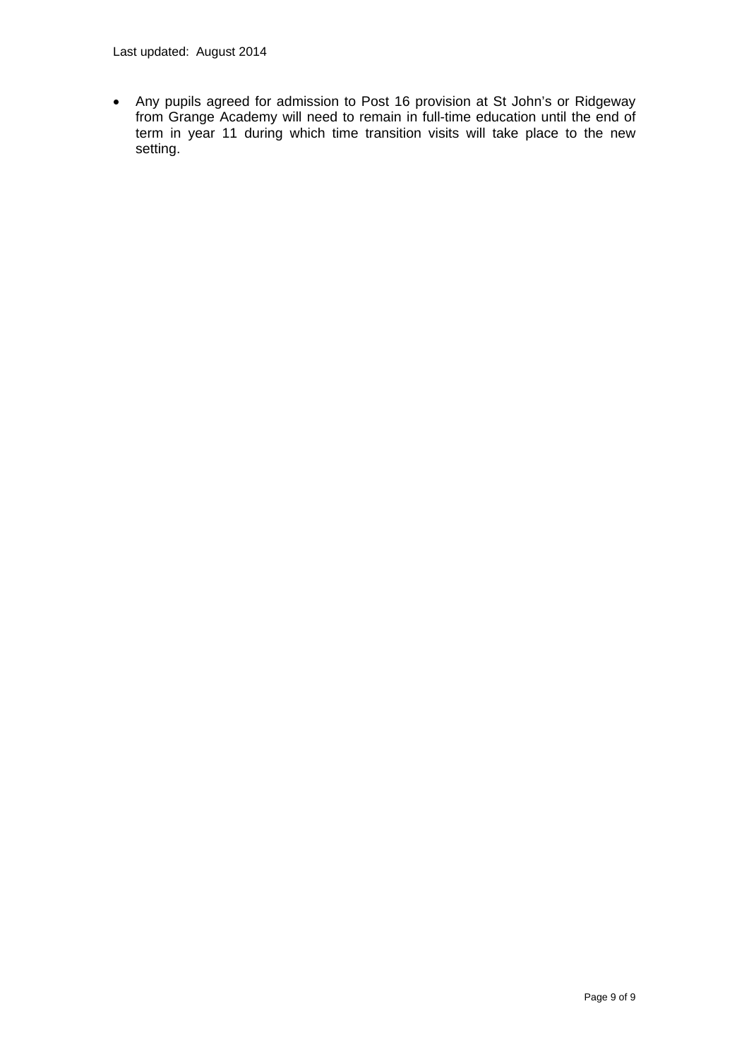- Any pupils agreed for admission to Post 16 provision at St John's or Ridgeway from Grange Academy will need to remain in full-time education until the end of term in year 11 during which time transition visits will take place to the new setting.